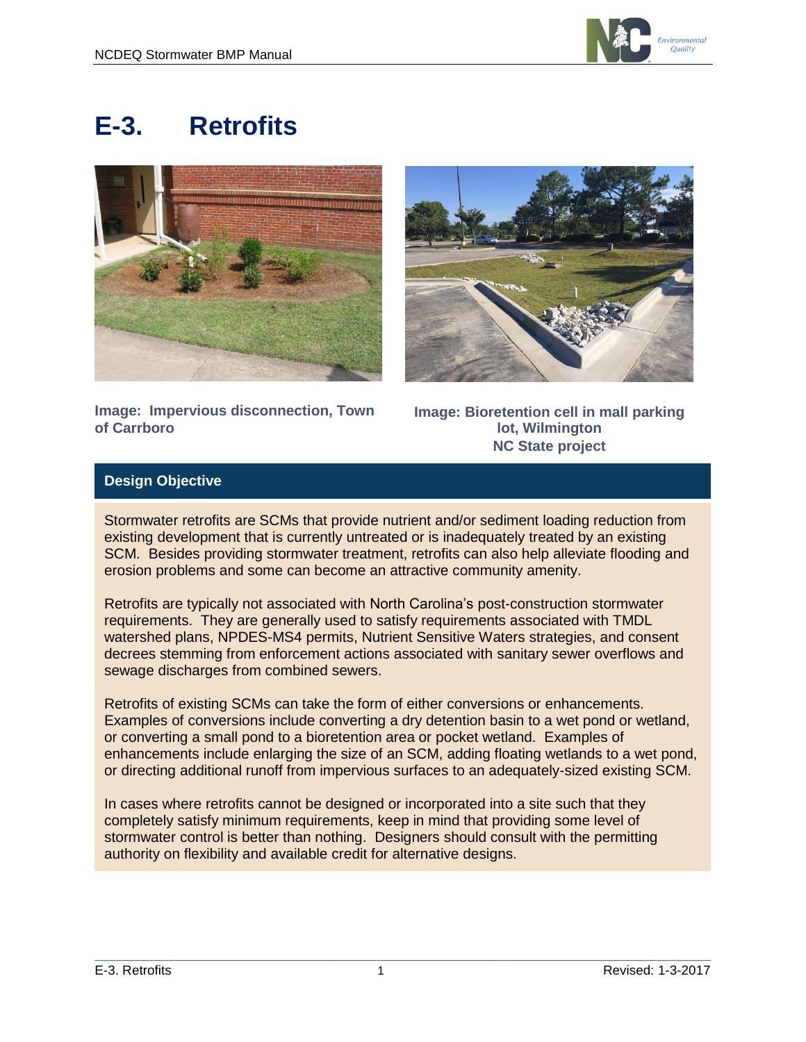# E-3. Retrofits

**Image: Impervious disconnection, Town of Carrboro**

**Image: Bioretention cell in mall parking lot, Wilmington NC State project**

## Design Objective

Stormwater retrofits are SCMs that provide nutrient and/or sediment loading reduction from existing development that is currently untreated or is inadequately treated by an existing SCM. Besides providing stormwater treatment, retrofits can also help alleviate flooding and erosion problems and some can become an attractive community amenity.

Retrofits are typically not associated with North Carolina's post-construction stormwater requirements. They are generally used to satisfy requirements associated with TMDL watershed plans, NPDES-MS4 permits, Nutrient Sensitive Waters strategies, and consent decrees stemming from enforcement actions associated with sanitary sewer overflows and sewage discharges from combined sewers.

Retrofits of existing SCMs can take the form of either conversions or enhancements. Examples of conversions include converting a dry detention basin to a wet pond or wetland, or converting a small pond to a bioretention area or pocket wetland. Examples of enhancements include enlarging the size of an SCM, adding floating wetlands to a wet pond, or directing additional runoff from impervious surfaces to an adequately-sized existing SCM.

In cases where retrofits cannot be designed or incorporated into a site such that they completely satisfy minimum requirements, keep in mind that providing some level of stormwater control is better than nothing. Designers should consult with the permitting authority on flexibility and available credit for alternative designs.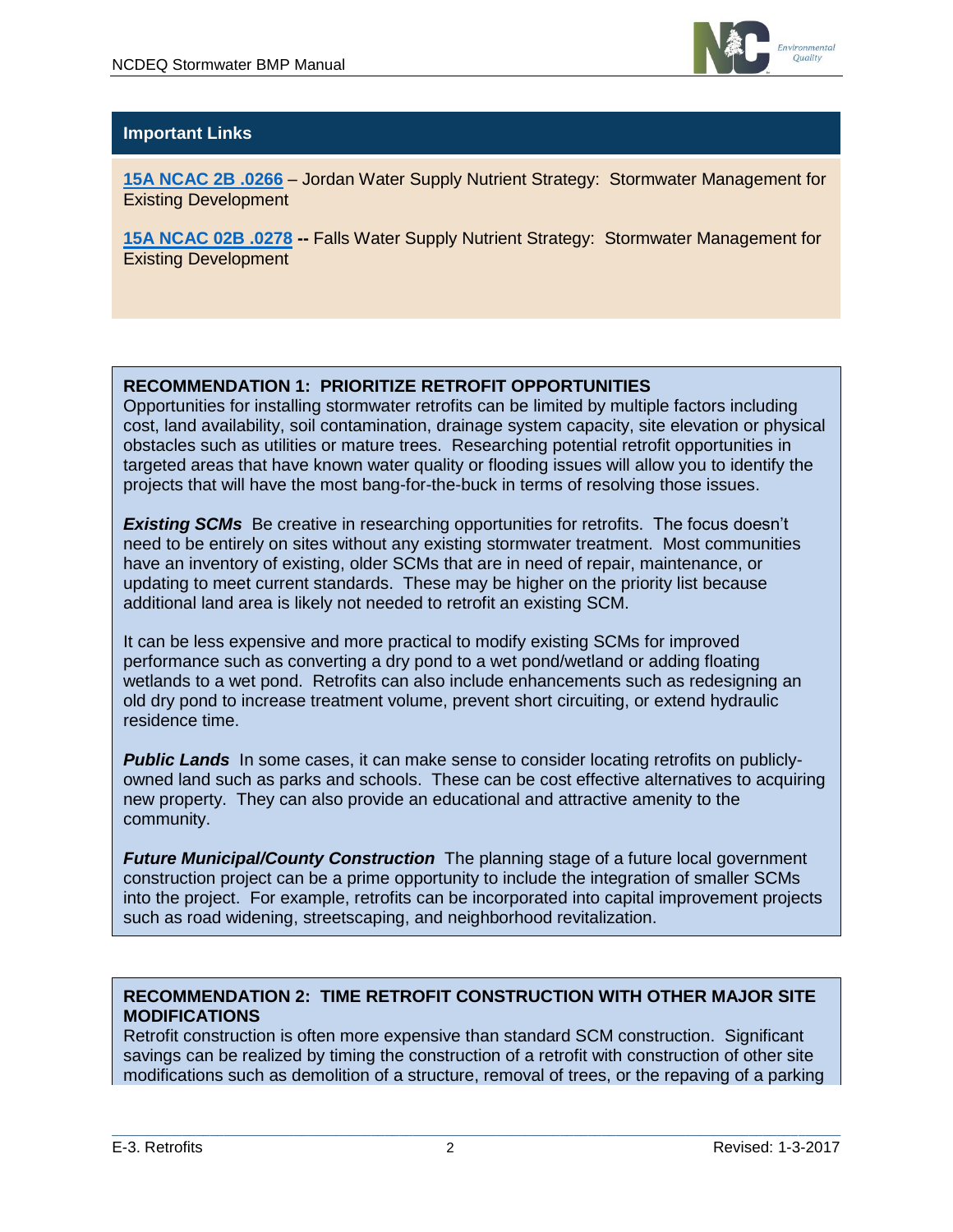## Important Links

**15A NCAC 2B .0266** – Jordan Water Supply Nutrient Strategy: Stormwater Management for Existing Development

**15A NCAC 02B .0278 --** Falls Water Supply Nutrient Strategy: Stormwater Management for Existing Development

### RECOMMENDATION 1: PRIORITIZE RETROFIT OPPORTUNITIES

Opportunities for installing stormwater retrofits can be limited by multiple factors including cost, land availability, soil contamination, drainage system capacity, site elevation or physical obstacles such as utilities or mature trees. Researching potential retrofit opportunities in targeted areas that have known water quality or flooding issues will allow you to identify the projects that will have the most bang-for-the-buck in terms of resolving those issues.

***Existing SCMs*** Be creative in researching opportunities for retrofits. The focus doesn't need to be entirely on sites without any existing stormwater treatment. Most communities have an inventory of existing, older SCMs that are in need of repair, maintenance, or updating to meet current standards. These may be higher on the priority list because additional land area is likely not needed to retrofit an existing SCM.

It can be less expensive and more practical to modify existing SCMs for improved performance such as converting a dry pond to a wet pond/wetland or adding floating wetlands to a wet pond. Retrofits can also include enhancements such as redesigning an old dry pond to increase treatment volume, prevent short circuiting, or extend hydraulic residence time.

***Public Lands*** In some cases, it can make sense to consider locating retrofits on publicly-owned land such as parks and schools. These can be cost effective alternatives to acquiring new property. They can also provide an educational and attractive amenity to the community.

***Future Municipal/County Construction*** The planning stage of a future local government construction project can be a prime opportunity to include the integration of smaller SCMs into the project. For example, retrofits can be incorporated into capital improvement projects such as road widening, streetscaping, and neighborhood revitalization.

### RECOMMENDATION 2: TIME RETROFIT CONSTRUCTION WITH OTHER MAJOR SITE MODIFICATIONS

Retrofit construction is often more expensive than standard SCM construction. Significant savings can be realized by timing the construction of a retrofit with construction of other site modifications such as demolition of a structure, removal of trees, or the repaving of a parking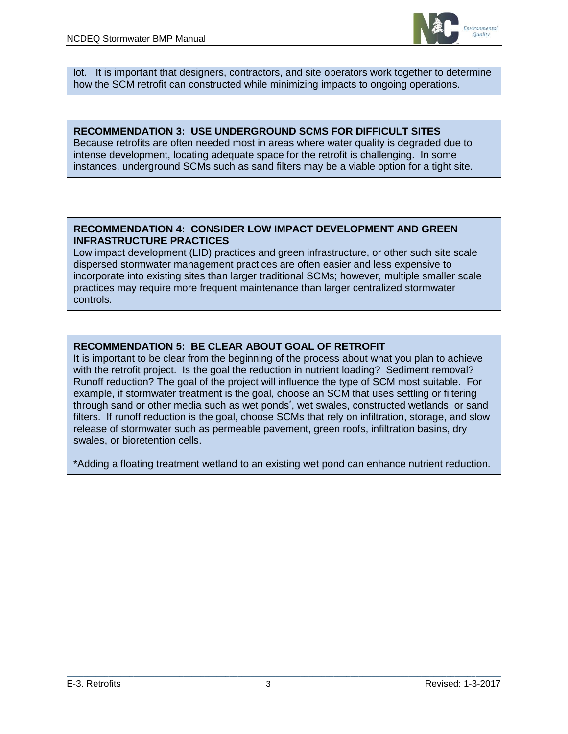lot. It is important that designers, contractors, and site operators work together to determine how the SCM retrofit can constructed while minimizing impacts to ongoing operations.

**RECOMMENDATION 3: USE UNDERGROUND SCMS FOR DIFFICULT SITES**

Because retrofits are often needed most in areas where water quality is degraded due to intense development, locating adequate space for the retrofit is challenging. In some instances, underground SCMs such as sand filters may be a viable option for a tight site.

**RECOMMENDATION 4: CONSIDER LOW IMPACT DEVELOPMENT AND GREEN INFRASTRUCTURE PRACTICES**

Low impact development (LID) practices and green infrastructure, or other such site scale dispersed stormwater management practices are often easier and less expensive to incorporate into existing sites than larger traditional SCMs; however, multiple smaller scale practices may require more frequent maintenance than larger centralized stormwater controls.

**RECOMMENDATION 5: BE CLEAR ABOUT GOAL OF RETROFIT**

It is important to be clear from the beginning of the process about what you plan to achieve with the retrofit project. Is the goal the reduction in nutrient loading? Sediment removal? Runoff reduction? The goal of the project will influence the type of SCM most suitable. For example, if stormwater treatment is the goal, choose an SCM that uses settling or filtering through sand or other media such as wet ponds*, wet swales, constructed wetlands, or sand filters. If runoff reduction is the goal, choose SCMs that rely on infiltration, storage, and slow release of stormwater such as permeable pavement, green roofs, infiltration basins, dry swales, or bioretention cells.

*Adding a floating treatment wetland to an existing wet pond can enhance nutrient reduction.